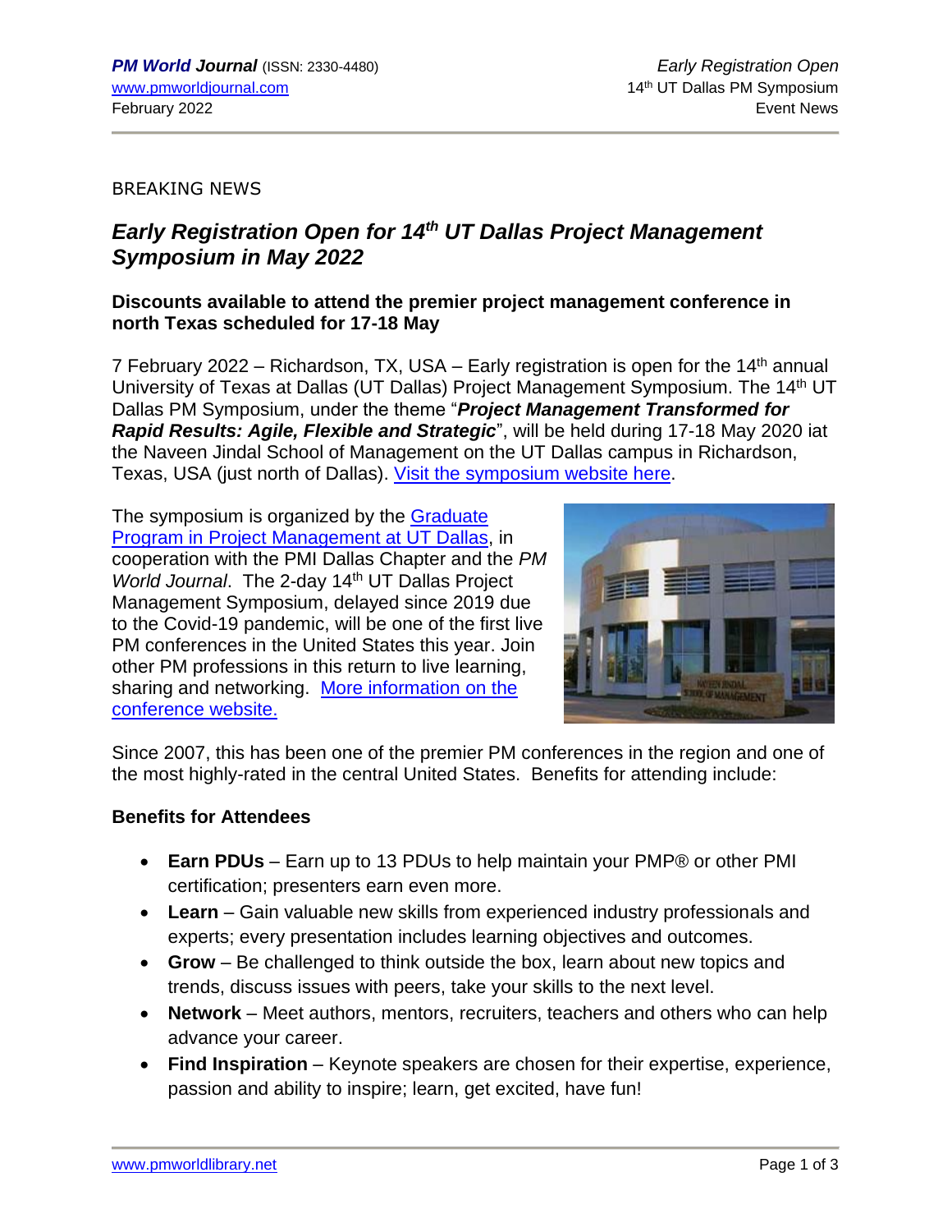BREAKING NEWS

# *Early Registration Open for 14th UT Dallas Project Management Symposium in May 2022*

**Discounts available to attend the premier project management conference in north Texas scheduled for 17-18 May**

7 February 2022 – Richardson, TX, USA – Early registration is open for the 14th annual University of Texas at Dallas (UT Dallas) Project Management Symposium. The 14th UT Dallas PM Symposium, under the theme "***Project Management Transformed for Rapid Results: Agile, Flexible and Strategic***", will be held during 17-18 May 2020 iat the Naveen Jindal School of Management on the UT Dallas campus in Richardson, Texas, USA (just north of Dallas). [Visit the symposium website here](#).

The symposium is organized by the [Graduate Program in Project Management at UT Dallas](#), in cooperation with the PMI Dallas Chapter and the *PM World Journal*. The 2-day 14th UT Dallas Project Management Symposium, delayed since 2019 due to the Covid-19 pandemic, will be one of the first live PM conferences in the United States this year. Join other PM professions in this return to live learning, sharing and networking. [More information on the conference website.](#)

Since 2007, this has been one of the premier PM conferences in the region and one of the most highly-rated in the central United States. Benefits for attending include:

**Benefits for Attendees**

- **Earn PDUs** – Earn up to 13 PDUs to help maintain your PMP® or other PMI certification; presenters earn even more.
- **Learn** – Gain valuable new skills from experienced industry professionals and experts; every presentation includes learning objectives and outcomes.
- **Grow** – Be challenged to think outside the box, learn about new topics and trends, discuss issues with peers, take your skills to the next level.
- **Network** – Meet authors, mentors, recruiters, teachers and others who can help advance your career.
- **Find Inspiration** – Keynote speakers are chosen for their expertise, experience, passion and ability to inspire; learn, get excited, have fun!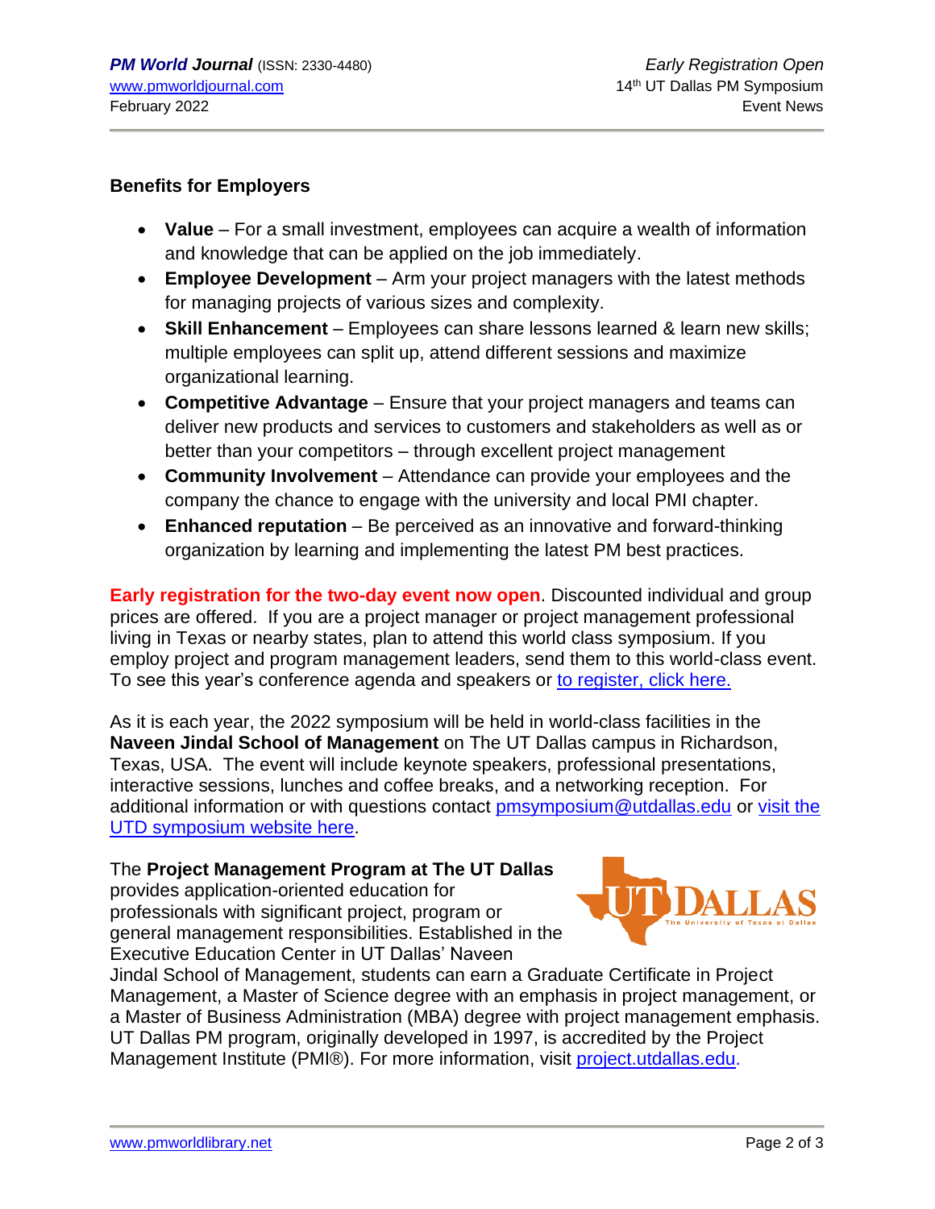## Benefits for Employers

- **Value** – For a small investment, employees can acquire a wealth of information and knowledge that can be applied on the job immediately.
- **Employee Development** – Arm your project managers with the latest methods for managing projects of various sizes and complexity.
- **Skill Enhancement** – Employees can share lessons learned & learn new skills; multiple employees can split up, attend different sessions and maximize organizational learning.
- **Competitive Advantage** – Ensure that your project managers and teams can deliver new products and services to customers and stakeholders as well as or better than your competitors – through excellent project management
- **Community Involvement** – Attendance can provide your employees and the company the chance to engage with the university and local PMI chapter.
- **Enhanced reputation** – Be perceived as an innovative and forward-thinking organization by learning and implementing the latest PM best practices.

**Early registration for the two-day event now open**. Discounted individual and group prices are offered. If you are a project manager or project management professional living in Texas or nearby states, plan to attend this world class symposium. If you employ project and program management leaders, send them to this world-class event. To see this year's conference agenda and speakers or to register, click here.

As it is each year, the 2022 symposium will be held in world-class facilities in the **Naveen Jindal School of Management** on The UT Dallas campus in Richardson, Texas, USA. The event will include keynote speakers, professional presentations, interactive sessions, lunches and coffee breaks, and a networking reception. For additional information or with questions contact pmsymposium@utdallas.edu or visit the UTD symposium website here.

The **Project Management Program at The UT Dallas** provides application-oriented education for professionals with significant project, program or general management responsibilities. Established in the Executive Education Center in UT Dallas' Naveen Jindal School of Management, students can earn a Graduate Certificate in Project Management, a Master of Science degree with an emphasis in project management, or a Master of Business Administration (MBA) degree with project management emphasis. UT Dallas PM program, originally developed in 1997, is accredited by the Project Management Institute (PMI®). For more information, visit project.utdallas.edu.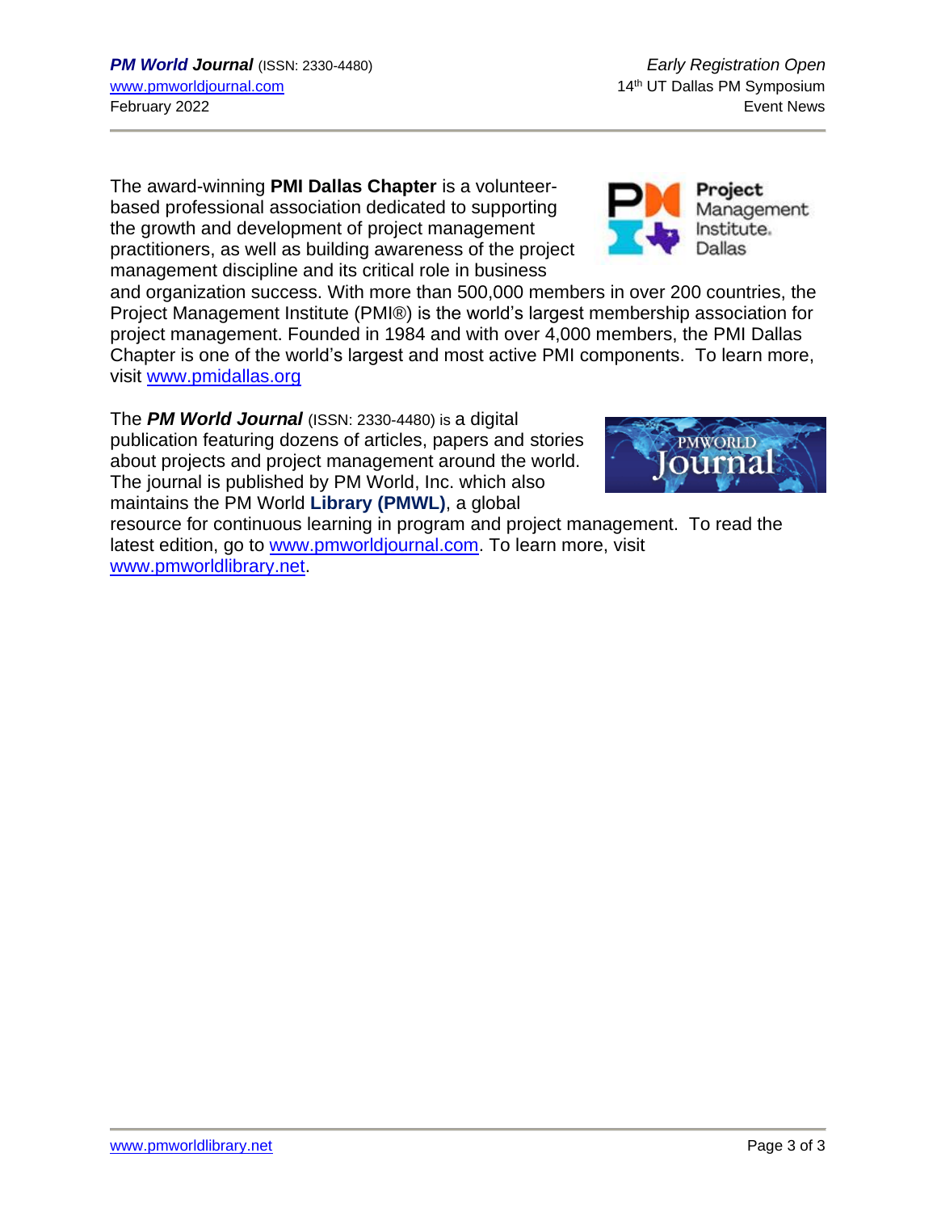The award-winning **PMI Dallas Chapter** is a volunteer-based professional association dedicated to supporting the growth and development of project management practitioners, as well as building awareness of the project management discipline and its critical role in business and organization success. With more than 500,000 members in over 200 countries, the Project Management Institute (PMI®) is the world's largest membership association for project management. Founded in 1984 and with over 4,000 members, the PMI Dallas Chapter is one of the world's largest and most active PMI components. To learn more, visit www.pmidallas.org

The ***PM World Journal*** (ISSN: 2330-4480) is a digital publication featuring dozens of articles, papers and stories about projects and project management around the world. The journal is published by PM World, Inc. which also maintains the PM World **Library (PMWL)**, a global resource for continuous learning in program and project management. To read the latest edition, go to www.pmworldjournal.com. To learn more, visit www.pmworldlibrary.net.